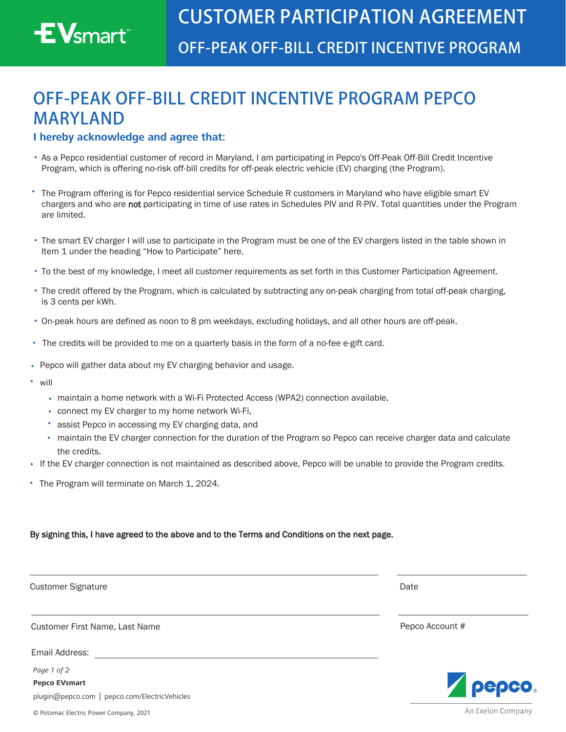# CUSTOMER PARTICIPATION AGREEMENT

## OFF-PEAK OFF-BILL CREDIT INCENTIVE PROGRAM

# OFF-PEAK OFF-BILL CREDIT INCENTIVE PROGRAM PEPCO MARYLAND

### I hereby acknowledge and agree that:

- As a Pepco residential customer of record in Maryland, I am participating in Pepco's Off-Peak Off-Bill Credit Incentive Program, which is offering no-risk off-bill credits for off-peak electric vehicle (EV) charging (the Program).
- The Program offering is for Pepco residential service Schedule R customers in Maryland who have eligible smart EV chargers and who are **not** participating in time of use rates in Schedules PIV and R-PIV. Total quantities under the Program are limited.
- The smart EV charger I will use to participate in the Program must be one of the EV chargers listed in the table shown in Item 1 under the heading "How to Participate" here.
- To the best of my knowledge, I meet all customer requirements as set forth in this Customer Participation Agreement.
- The credit offered by the Program, which is calculated by subtracting any on-peak charging from total off-peak charging, is 3 cents per kWh.
- On-peak hours are defined as noon to 8 pm weekdays, excluding holidays, and all other hours are off-peak.
- The credits will be provided to me on a quarterly basis in the form of a no-fee e-gift card.
- Pepco will gather data about my EV charging behavior and usage.
- will
  - maintain a home network with a Wi-Fi Protected Access (WPA2) connection available,
  - connect my EV charger to my home network Wi-Fi,
  - assist Pepco in accessing my EV charging data, and
  - maintain the EV charger connection for the duration of the Program so Pepco can receive charger data and calculate the credits.
- If the EV charger connection is not maintained as described above, Pepco will be unable to provide the Program credits.
- The Program will terminate on March 1, 2024.

**By signing this, I have agreed to the above and to the Terms and Conditions on the next page.**

Customer Signature ______________________ Date ______________________

Customer First Name, Last Name ______________________ Pepco Account # ______________________

Email Address: ______________________

**Pepco EVsmart**

plugin@pepco.com | pepco.com/ElectricVehicles

© Potomac Electric Power Company, 2021

pepco. An Exelon Company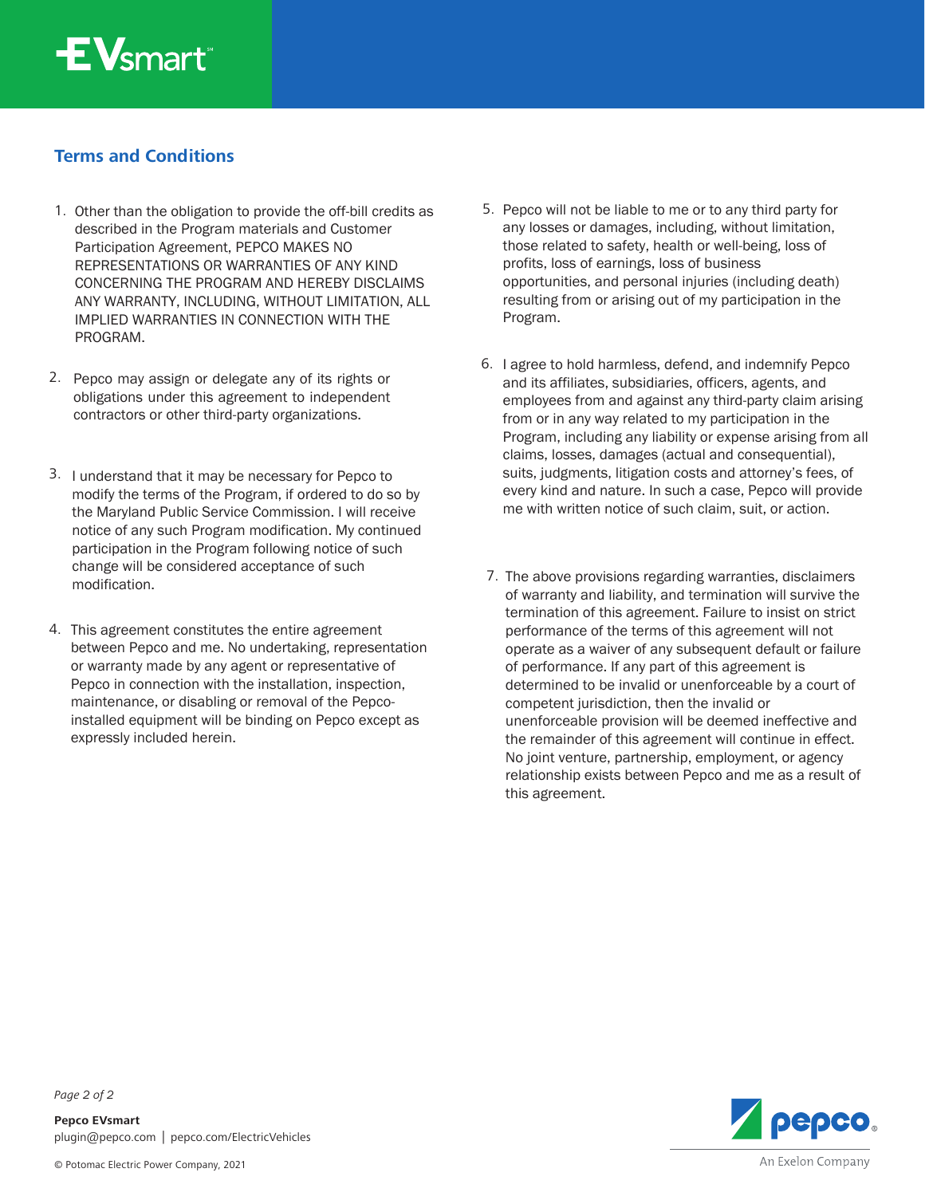## Terms and Conditions

1. Other than the obligation to provide the off-bill credits as described in the Program materials and Customer Participation Agreement, PEPCO MAKES NO REPRESENTATIONS OR WARRANTIES OF ANY KIND CONCERNING THE PROGRAM AND HEREBY DISCLAIMS ANY WARRANTY, INCLUDING, WITHOUT LIMITATION, ALL IMPLIED WARRANTIES IN CONNECTION WITH THE PROGRAM.

2. Pepco may assign or delegate any of its rights or obligations under this agreement to independent contractors or other third-party organizations.

3. I understand that it may be necessary for Pepco to modify the terms of the Program, if ordered to do so by the Maryland Public Service Commission. I will receive notice of any such Program modification. My continued participation in the Program following notice of such change will be considered acceptance of such modification.

4. This agreement constitutes the entire agreement between Pepco and me. No undertaking, representation or warranty made by any agent or representative of Pepco in connection with the installation, inspection, maintenance, or disabling or removal of the Pepco-installed equipment will be binding on Pepco except as expressly included herein.

5. Pepco will not be liable to me or to any third party for any losses or damages, including, without limitation, those related to safety, health or well-being, loss of profits, loss of earnings, loss of business opportunities, and personal injuries (including death) resulting from or arising out of my participation in the Program.

6. I agree to hold harmless, defend, and indemnify Pepco and its affiliates, subsidiaries, officers, agents, and employees from and against any third-party claim arising from or in any way related to my participation in the Program, including any liability or expense arising from all claims, losses, damages (actual and consequential), suits, judgments, litigation costs and attorney's fees, of every kind and nature. In such a case, Pepco will provide me with written notice of such claim, suit, or action.

7. The above provisions regarding warranties, disclaimers of warranty and liability, and termination will survive the termination of this agreement. Failure to insist on strict performance of the terms of this agreement will not operate as a waiver of any subsequent default or failure of performance. If any part of this agreement is determined to be invalid or unenforceable by a court of competent jurisdiction, then the invalid or unenforceable provision will be deemed ineffective and the remainder of this agreement will continue in effect. No joint venture, partnership, employment, or agency relationship exists between Pepco and me as a result of this agreement.

**Pepco EVsmart**
plugin@pepco.com | pepco.com/ElectricVehicles

© Potomac Electric Power Company, 2021